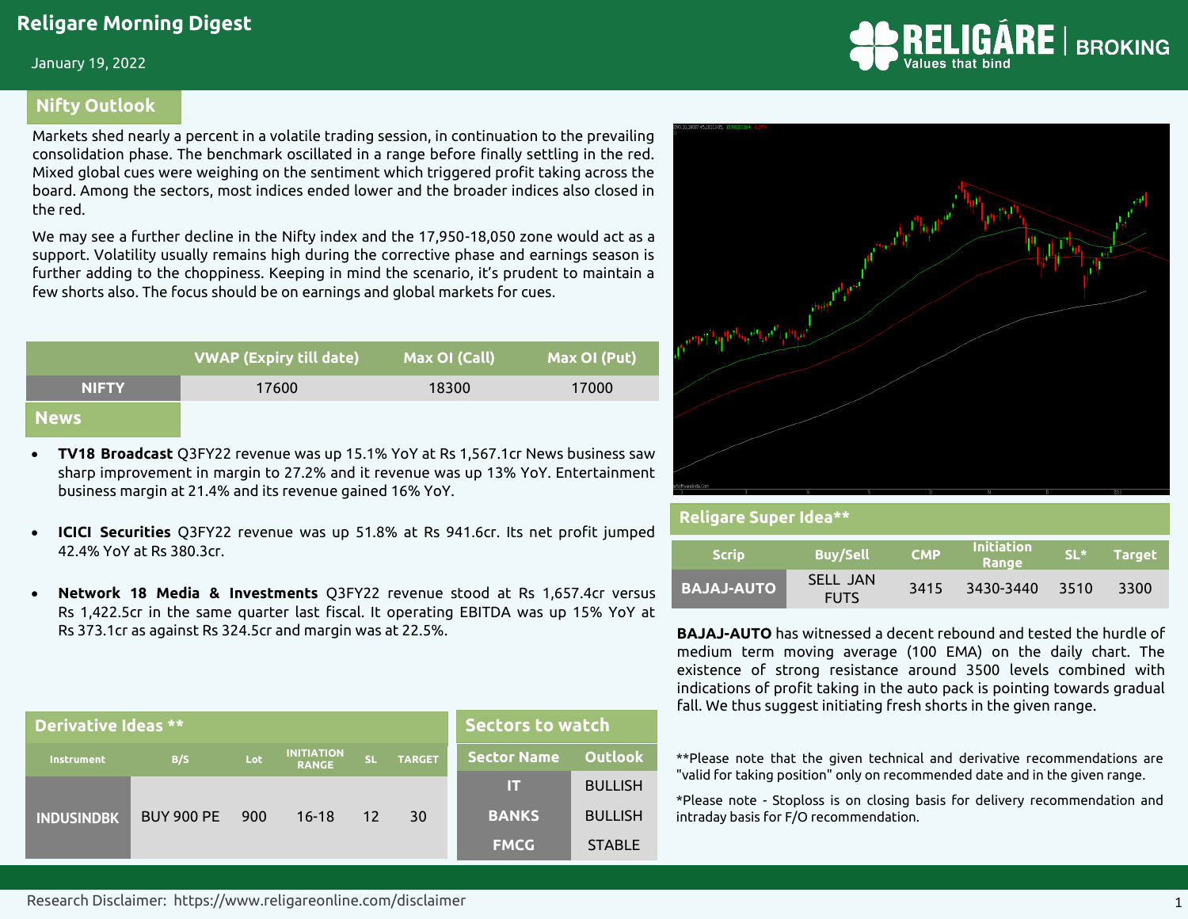# Religare Morning Digest

January 19, 2022

## Nifty Outlook

Markets shed nearly a percent in a volatile trading session, in continuation to the prevailing consolidation phase. The benchmark oscillated in a range before finally settling in the red. Mixed global cues were weighing on the sentiment which triggered profit taking across the board. Among the sectors, most indices ended lower and the broader indices also closed in the red.

We may see a further decline in the Nifty index and the 17,950-18,050 zone would act as a support. Volatility usually remains high during the corrective phase and earnings season is further adding to the choppiness. Keeping in mind the scenario, it's prudent to maintain a few shorts also. The focus should be on earnings and global markets for cues.

| | VWAP (Expiry till date) | Max OI (Call) | Max OI (Put) |
|---|---|---|---|
| NIFTY | 17600 | 18300 | 17000 |

## News

- **TV18 Broadcast** Q3FY22 revenue was up 15.1% YoY at Rs 1,567.1cr News business saw sharp improvement in margin to 27.2% and it revenue was up 13% YoY. Entertainment business margin at 21.4% and its revenue gained 16% YoY.
- **ICICI Securities** Q3FY22 revenue was up 51.8% at Rs 941.6cr. Its net profit jumped 42.4% YoY at Rs 380.3cr.
- **Network 18 Media & Investments** Q3FY22 revenue stood at Rs 1,657.4cr versus Rs 1,422.5cr in the same quarter last fiscal. It operating EBITDA was up 15% YoY at Rs 373.1cr as against Rs 324.5cr and margin was at 22.5%.

## Religare Super Idea**

| Scrip | Buy/Sell | CMP | Initiation Range | SL* | Target |
|---|---|---|---|---|---|
| BAJAJ-AUTO | SELL JAN FUTS | 3415 | 3430-3440 | 3510 | 3300 |

**BAJAJ-AUTO** has witnessed a decent rebound and tested the hurdle of medium term moving average (100 EMA) on the daily chart. The existence of strong resistance around 3500 levels combined with indications of profit taking in the auto pack is pointing towards gradual fall. We thus suggest initiating fresh shorts in the given range.

## Derivative Ideas **

| Instrument | B/S | Lot | INITIATION RANGE | SL | TARGET |
|---|---|---|---|---|---|
| INDUSINDBK | BUY 900 PE | 900 | 16-18 | 12 | 30 |

## Sectors to watch

| Sector Name | Outlook |
|---|---|
| IT | BULLISH |
| BANKS | BULLISH |
| FMCG | STABLE |

**Please note that the given technical and derivative recommendations are "valid for taking position" only on recommended date and in the given range.

*Please note - Stoploss is on closing basis for delivery recommendation and intraday basis for F/O recommendation.

Research Disclaimer: https://www.religareonline.com/disclaimer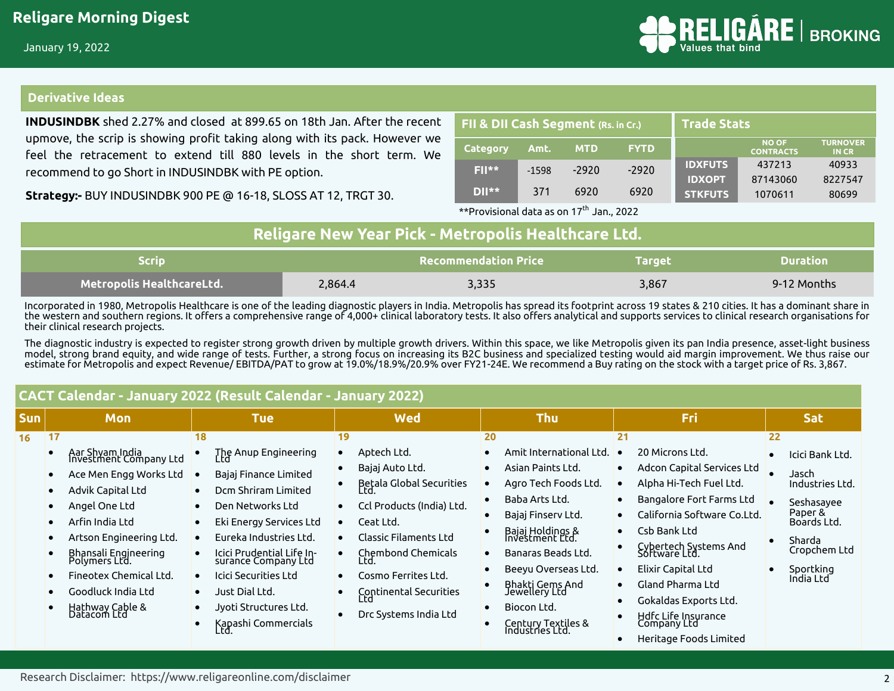## Derivative Ideas

**INDUSINDBK** shed 2.27% and closed at 899.65 on 18th Jan. After the recent upmove, the scrip is showing profit taking along with its pack. However we feel the retracement to extend till 880 levels in the short term. We recommend to go Short in INDUSINDBK with PE option.

**Strategy:-** BUY INDUSINDBK 900 PE @ 16-18, SLOSS AT 12, TRGT 30.

### FII & DII Cash Segment (Rs. in Cr.)

| Category | Amt. | MTD | FYTD |
|---|---|---|---|
| FII** | -1598 | -2920 | -2920 |
| DII** | 371 | 6920 | 6920 |

**Provisional data as on 17th Jan., 2022

### Trade Stats

| | NO OF CONTRACTS | TURNOVER IN CR |
|---|---|---|
| IDXFUTS | 437213 | 40933 |
| IDXOPT | 87143060 | 8227547 |
| STKFUTS | 1070611 | 80699 |

## Religare New Year Pick - Metropolis Healthcare Ltd.

| Scrip | | Recommendation Price | Target | Duration |
|---|---|---|---|---|
| Metropolis HealthcareLtd. | 2,864.4 | 3,335 | 3,867 | 9-12 Months |

Incorporated in 1980, Metropolis Healthcare is one of the leading diagnostic players in India. Metropolis has spread its footprint across 19 states & 210 cities. It has a dominant share in the western and southern regions. It offers a comprehensive range of 4,000+ clinical laboratory tests. It also offers analytical and supports services to clinical research organisations for their clinical research projects.

The diagnostic industry is expected to register strong growth driven by multiple growth drivers. Within this space, we like Metropolis given its pan India presence, asset-light business model, strong brand equity, and wide range of tests. Further, a strong focus on increasing its B2C business and specialized testing would aid margin improvement. We thus raise our estimate for Metropolis and expect Revenue/ EBITDA/PAT to grow at 19.0%/18.9%/20.9% over FY21-24E. We recommend a Buy rating on the stock with a target price of Rs. 3,867.

## CACT Calendar - January 2022 (Result Calendar - January 2022)

| Sun | Mon | Tue | Wed | Thu | Fri | Sat |
|---|---|---|---|---|---|---|
| 16 | 17 | 18 | 19 | 20 | 21 | 22 |
| | • Aar Shyam India Investment Company Ltd<br>• Ace Men Engg Works Ltd<br>• Advik Capital Ltd<br>• Angel One Ltd<br>• Arfin India Ltd<br>• Artson Engineering Ltd.<br>• Bhansali Engineering Polymers Ltd.<br>• Fineotex Chemical Ltd.<br>• Goodluck India Ltd<br>• Hathway Cable & Datacom Ltd | • The Anup Engineering Ltd<br>• Bajaj Finance Limited<br>• Dcm Shriram Limited<br>• Den Networks Ltd<br>• Eki Energy Services Ltd<br>• Eureka Industries Ltd.<br>• Icici Prudential Life Insurance Company Ltd<br>• Icici Securities Ltd<br>• Just Dial Ltd.<br>• Jyoti Structures Ltd.<br>• Kapashi Commercials Ltd. | • Aptech Ltd.<br>• Bajaj Auto Ltd.<br>• Betala Global Securities Ltd.<br>• Ccl Products (India) Ltd.<br>• Ceat Ltd.<br>• Classic Filaments Ltd<br>• Chembond Chemicals Ltd.<br>• Cosmo Ferrites Ltd.<br>• Continental Securities Ltd<br>• Drc Systems India Ltd | • Amit International Ltd.<br>• Asian Paints Ltd.<br>• Agro Tech Foods Ltd.<br>• Baba Arts Ltd.<br>• Bajaj Finserv Ltd.<br>• Bajaj Holdings & Investment Ltd.<br>• Banaras Beads Ltd.<br>• Beeyu Overseas Ltd.<br>• Bhakti Gems And Jewellery Ltd<br>• Biocon Ltd.<br>• Century Textiles & Industries Ltd. | • 20 Microns Ltd.<br>• Adcon Capital Services Ltd<br>• Alpha Hi-Tech Fuel Ltd.<br>• Bangalore Fort Farms Ltd<br>• California Software Co.Ltd.<br>• Csb Bank Ltd<br>• Cybertech Systems And Software Ltd.<br>• Elixir Capital Ltd<br>• Gland Pharma Ltd<br>• Gokaldas Exports Ltd.<br>• Hdfc Life Insurance Company Ltd<br>• Heritage Foods Limited | • Icici Bank Ltd.<br>• Jasch Industries Ltd.<br>• Seshasayee Paper & Boards Ltd.<br>• Sharda Cropchem Ltd<br>• Sportking India Ltd |

Research Disclaimer: https://www.religareonline.com/disclaimer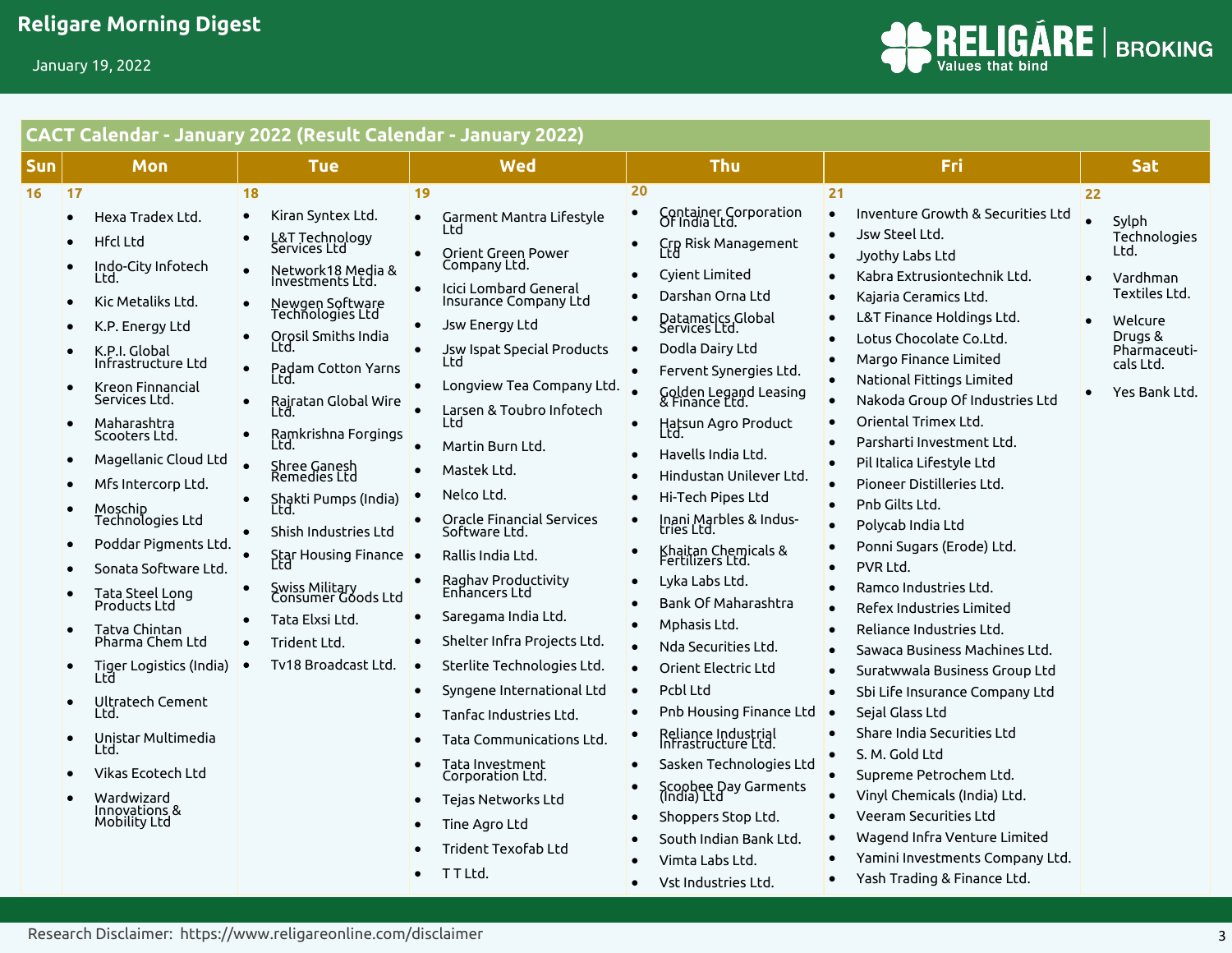## CACT Calendar - January 2022 (Result Calendar - January 2022)

| Sun | Mon | Tue | Wed | Thu | Fri | Sat |
|---|---|---|---|---|---|---|
| 16 | 17 | 18 | 19 | 20 | 21 | 22 |
| | • Hexa Tradex Ltd.<br>• Hfcl Ltd<br>• Indo-City Infotech Ltd.<br>• Kic Metaliks Ltd.<br>• K.P. Energy Ltd<br>• K.P.I. Global Infrastructure Ltd<br>• Kreon Finnancial Services Ltd.<br>• Maharashtra Scooters Ltd.<br>• Magellanic Cloud Ltd<br>• Mfs Intercorp Ltd.<br>• Moschip Technologies Ltd<br>• Poddar Pigments Ltd.<br>• Sonata Software Ltd.<br>• Tata Steel Long Products Ltd<br>• Tatva Chintan Pharma Chem Ltd<br>• Tiger Logistics (India) Ltd<br>• Ultratech Cement Ltd.<br>• Unistar Multimedia Ltd.<br>• Vikas Ecotech Ltd<br>• Wardwizard Innovations & Mobility Ltd | • Kiran Syntex Ltd.<br>• L&T Technology Services Ltd<br>• Network18 Media & Investments Ltd.<br>• Newgen Software Technologies Ltd<br>• Orosil Smiths India Ltd.<br>• Padam Cotton Yarns Ltd.<br>• Rajratan Global Wire Ltd.<br>• Ramkrishna Forgings Ltd.<br>• Shree Ganesh Remedies Ltd<br>• Shakti Pumps (India) Ltd.<br>• Shish Industries Ltd<br>• Star Housing Finance Ltd<br>• Swiss Military Consumer Goods Ltd<br>• Tata Elxsi Ltd.<br>• Trident Ltd.<br>• Tv18 Broadcast Ltd. | • Garment Mantra Lifestyle Ltd<br>• Orient Green Power Company Ltd.<br>• Icici Lombard General Insurance Company Ltd<br>• Jsw Energy Ltd<br>• Jsw Ispat Special Products Ltd<br>• Longview Tea Company Ltd.<br>• Larsen & Toubro Infotech Ltd<br>• Martin Burn Ltd.<br>• Mastek Ltd.<br>• Nelco Ltd.<br>• Oracle Financial Services Software Ltd.<br>• Rallis India Ltd.<br>• Raghav Productivity Enhancers Ltd<br>• Saregama India Ltd.<br>• Shelter Infra Projects Ltd.<br>• Sterlite Technologies Ltd.<br>• Syngene International Ltd<br>• Tanfac Industries Ltd.<br>• Tata Communications Ltd.<br>• Tata Investment Corporation Ltd.<br>• Tejas Networks Ltd<br>• Tine Agro Ltd<br>• Trident Texofab Ltd<br>• T T Ltd. | • Container Corporation Of India Ltd.<br>• Crp Risk Management Ltd<br>• Cyient Limited<br>• Darshan Orna Ltd<br>• Datamatics Global Services Ltd.<br>• Dodla Dairy Ltd<br>• Fervent Synergies Ltd.<br>• Golden Legand Leasing & Finance Ltd.<br>• Hatsun Agro Product Ltd.<br>• Havells India Ltd.<br>• Hindustan Unilever Ltd.<br>• Hi-Tech Pipes Ltd<br>• Inani Marbles & Industries Ltd.<br>• Khaitan Chemicals & Fertilizers Ltd.<br>• Lyka Labs Ltd.<br>• Bank Of Maharashtra<br>• Mphasis Ltd.<br>• Nda Securities Ltd.<br>• Orient Electric Ltd<br>• Pcbl Ltd<br>• Pnb Housing Finance Ltd<br>• Reliance Industrial Infrastructure Ltd.<br>• Sasken Technologies Ltd<br>• Scoobee Day Garments (India) Ltd<br>• Shoppers Stop Ltd.<br>• South Indian Bank Ltd.<br>• Vimta Labs Ltd.<br>• Vst Industries Ltd. | • Inventure Growth & Securities Ltd<br>• Jsw Steel Ltd.<br>• Jyothy Labs Ltd<br>• Kabra Extrusiontechnik Ltd.<br>• Kajaria Ceramics Ltd.<br>• L&T Finance Holdings Ltd.<br>• Lotus Chocolate Co.Ltd.<br>• Margo Finance Limited<br>• National Fittings Limited<br>• Nakoda Group Of Industries Ltd<br>• Oriental Trimex Ltd.<br>• Parsharti Investment Ltd.<br>• Pil Italica Lifestyle Ltd<br>• Pioneer Distilleries Ltd.<br>• Pnb Gilts Ltd.<br>• Polycab India Ltd<br>• Ponni Sugars (Erode) Ltd.<br>• PVR Ltd.<br>• Ramco Industries Ltd.<br>• Refex Industries Limited<br>• Reliance Industries Ltd.<br>• Sawaca Business Machines Ltd.<br>• Suratwwala Business Group Ltd<br>• Sbi Life Insurance Company Ltd<br>• Sejal Glass Ltd<br>• Share India Securities Ltd<br>• S. M. Gold Ltd<br>• Supreme Petrochem Ltd.<br>• Vinyl Chemicals (India) Ltd.<br>• Veeram Securities Ltd<br>• Wagend Infra Venture Limited<br>• Yamini Investments Company Ltd.<br>• Yash Trading & Finance Ltd. | • Sylph Technologies Ltd.<br>• Vardhman Textiles Ltd.<br>• Welcure Drugs & Pharmaceuticals Ltd.<br>• Yes Bank Ltd. |

Research Disclaimer: https://www.religareonline.com/disclaimer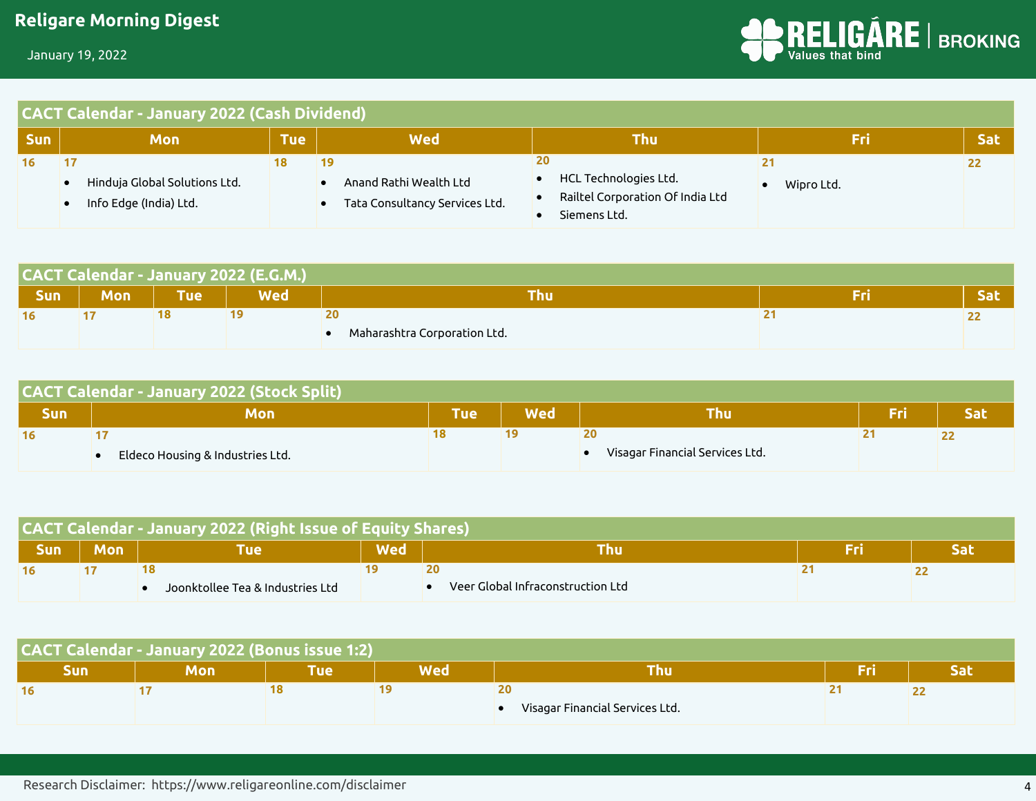## CACT Calendar - January 2022 (Cash Dividend)

| Sun | Mon | Tue | Wed | Thu | Fri | Sat |
|---|---|---|---|---|---|---|
| 16 | 17<br>• Hinduja Global Solutions Ltd.<br>• Info Edge (India) Ltd. | 18 | 19<br>• Anand Rathi Wealth Ltd<br>• Tata Consultancy Services Ltd. | 20<br>• HCL Technologies Ltd.<br>• Railtel Corporation Of India Ltd<br>• Siemens Ltd. | 21<br>• Wipro Ltd. | 22 |

## CACT Calendar - January 2022 (E.G.M.)

| Sun | Mon | Tue | Wed | Thu | Fri | Sat |
|---|---|---|---|---|---|---|
| 16 | 17 | 18 | 19 | 20<br>• Maharashtra Corporation Ltd. | 21 | 22 |

## CACT Calendar - January 2022 (Stock Split)

| Sun | Mon | Tue | Wed | Thu | Fri | Sat |
|---|---|---|---|---|---|---|
| 16 | 17<br>• Eldeco Housing & Industries Ltd. | 18 | 19 | 20<br>• Visagar Financial Services Ltd. | 21 | 22 |

## CACT Calendar - January 2022 (Right Issue of Equity Shares)

| Sun | Mon | Tue | Wed | Thu | Fri | Sat |
|---|---|---|---|---|---|---|
| 16 | 17 | 18<br>• Joonktollee Tea & Industries Ltd | 19 | 20<br>• Veer Global Infraconstruction Ltd | 21 | 22 |

## CACT Calendar - January 2022 (Bonus issue 1:2)

| Sun | Mon | Tue | Wed | Thu | Fri | Sat |
|---|---|---|---|---|---|---|
| 16 | 17 | 18 | 19 | 20<br>• Visagar Financial Services Ltd. | 21 | 22 |

Research Disclaimer: https://www.religareonline.com/disclaimer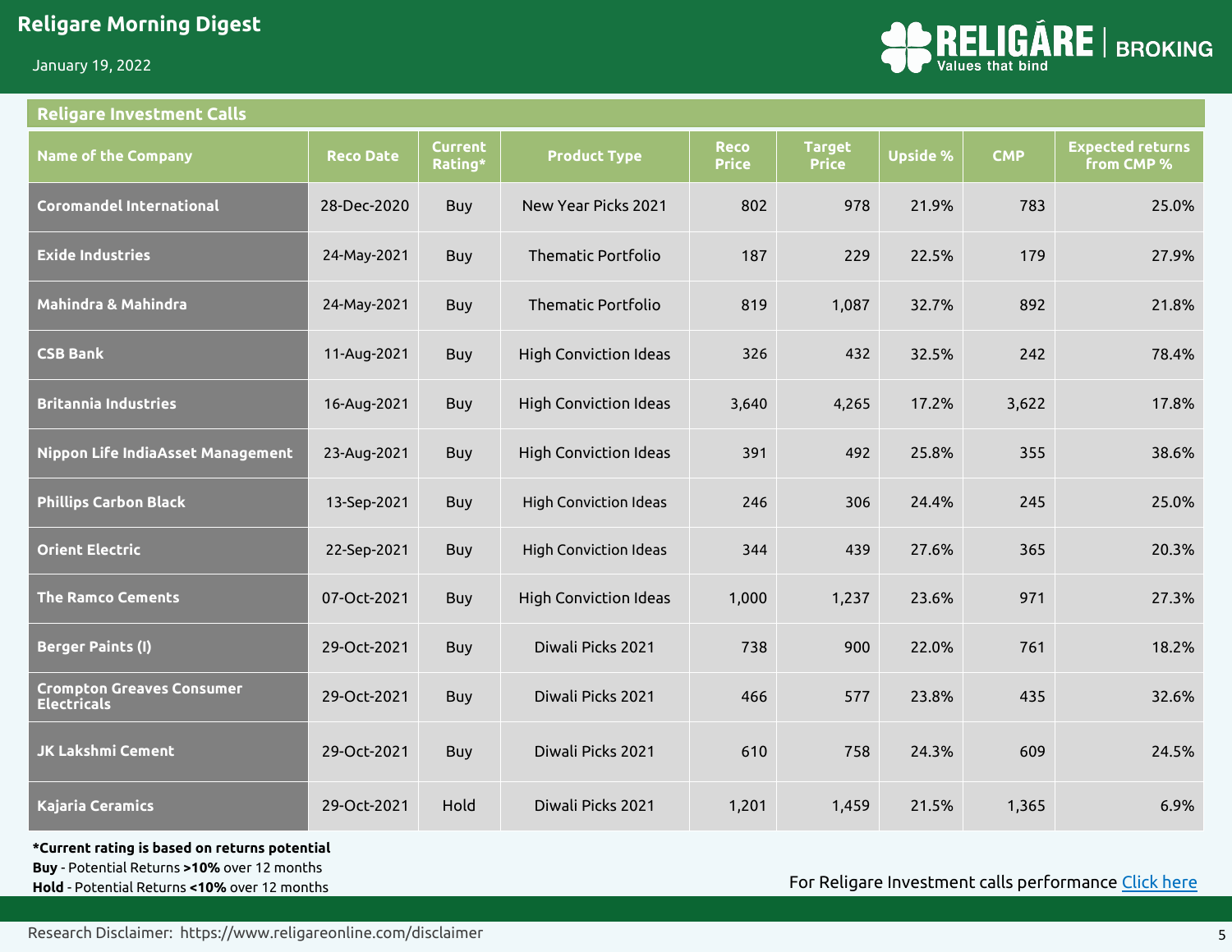## Religare Investment Calls

| Name of the Company | Reco Date | Current Rating* | Product Type | Reco Price | Target Price | Upside % | CMP | Expected returns from CMP % |
|---|---|---|---|---|---|---|---|---|
| Coromandel International | 28-Dec-2020 | Buy | New Year Picks 2021 | 802 | 978 | 21.9% | 783 | 25.0% |
| Exide Industries | 24-May-2021 | Buy | Thematic Portfolio | 187 | 229 | 22.5% | 179 | 27.9% |
| Mahindra & Mahindra | 24-May-2021 | Buy | Thematic Portfolio | 819 | 1,087 | 32.7% | 892 | 21.8% |
| CSB Bank | 11-Aug-2021 | Buy | High Conviction Ideas | 326 | 432 | 32.5% | 242 | 78.4% |
| Britannia Industries | 16-Aug-2021 | Buy | High Conviction Ideas | 3,640 | 4,265 | 17.2% | 3,622 | 17.8% |
| Nippon Life IndiaAsset Management | 23-Aug-2021 | Buy | High Conviction Ideas | 391 | 492 | 25.8% | 355 | 38.6% |
| Phillips Carbon Black | 13-Sep-2021 | Buy | High Conviction Ideas | 246 | 306 | 24.4% | 245 | 25.0% |
| Orient Electric | 22-Sep-2021 | Buy | High Conviction Ideas | 344 | 439 | 27.6% | 365 | 20.3% |
| The Ramco Cements | 07-Oct-2021 | Buy | High Conviction Ideas | 1,000 | 1,237 | 23.6% | 971 | 27.3% |
| Berger Paints (I) | 29-Oct-2021 | Buy | Diwali Picks 2021 | 738 | 900 | 22.0% | 761 | 18.2% |
| Crompton Greaves Consumer Electricals | 29-Oct-2021 | Buy | Diwali Picks 2021 | 466 | 577 | 23.8% | 435 | 32.6% |
| JK Lakshmi Cement | 29-Oct-2021 | Buy | Diwali Picks 2021 | 610 | 758 | 24.3% | 609 | 24.5% |
| Kajaria Ceramics | 29-Oct-2021 | Hold | Diwali Picks 2021 | 1,201 | 1,459 | 21.5% | 1,365 | 6.9% |

**\*Current rating is based on returns potential**

**Buy** - Potential Returns **>10%** over 12 months

**Hold** - Potential Returns **<10%** over 12 months

For Religare Investment calls performance Click here

Research Disclaimer: https://www.religareonline.com/disclaimer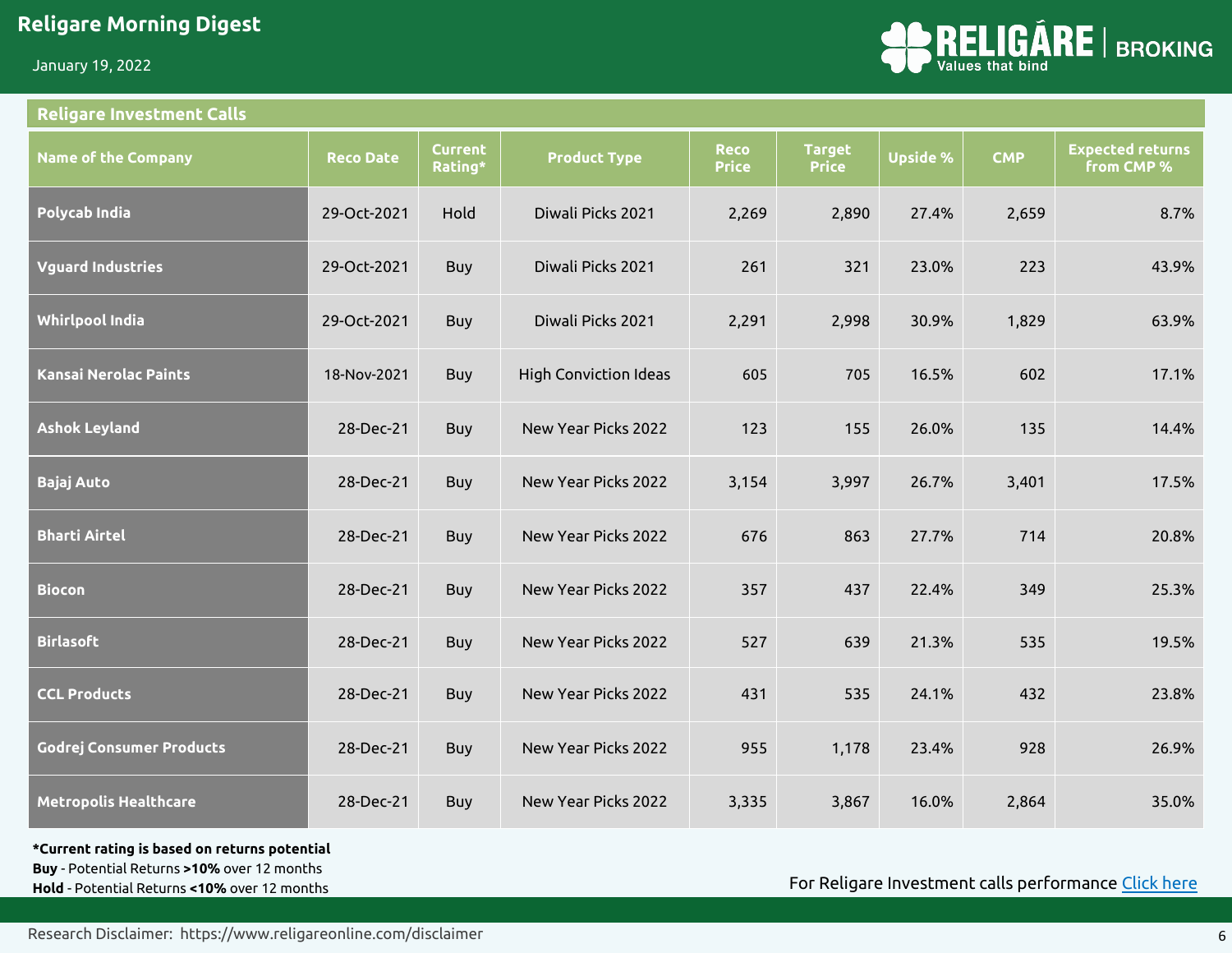## Religare Investment Calls

| Name of the Company | Reco Date | Current Rating* | Product Type | Reco Price | Target Price | Upside % | CMP | Expected returns from CMP % |
|---|---|---|---|---|---|---|---|---|
| Polycab India | 29-Oct-2021 | Hold | Diwali Picks 2021 | 2,269 | 2,890 | 27.4% | 2,659 | 8.7% |
| Vguard Industries | 29-Oct-2021 | Buy | Diwali Picks 2021 | 261 | 321 | 23.0% | 223 | 43.9% |
| Whirlpool India | 29-Oct-2021 | Buy | Diwali Picks 2021 | 2,291 | 2,998 | 30.9% | 1,829 | 63.9% |
| Kansai Nerolac Paints | 18-Nov-2021 | Buy | High Conviction Ideas | 605 | 705 | 16.5% | 602 | 17.1% |
| Ashok Leyland | 28-Dec-21 | Buy | New Year Picks 2022 | 123 | 155 | 26.0% | 135 | 14.4% |
| Bajaj Auto | 28-Dec-21 | Buy | New Year Picks 2022 | 3,154 | 3,997 | 26.7% | 3,401 | 17.5% |
| Bharti Airtel | 28-Dec-21 | Buy | New Year Picks 2022 | 676 | 863 | 27.7% | 714 | 20.8% |
| Biocon | 28-Dec-21 | Buy | New Year Picks 2022 | 357 | 437 | 22.4% | 349 | 25.3% |
| Birlasoft | 28-Dec-21 | Buy | New Year Picks 2022 | 527 | 639 | 21.3% | 535 | 19.5% |
| CCL Products | 28-Dec-21 | Buy | New Year Picks 2022 | 431 | 535 | 24.1% | 432 | 23.8% |
| Godrej Consumer Products | 28-Dec-21 | Buy | New Year Picks 2022 | 955 | 1,178 | 23.4% | 928 | 26.9% |
| Metropolis Healthcare | 28-Dec-21 | Buy | New Year Picks 2022 | 3,335 | 3,867 | 16.0% | 2,864 | 35.0% |

**\*Current rating is based on returns potential**
**Buy** - Potential Returns **>10%** over 12 months
**Hold** - Potential Returns **<10%** over 12 months

For Religare Investment calls performance Click here

Research Disclaimer: https://www.religareonline.com/disclaimer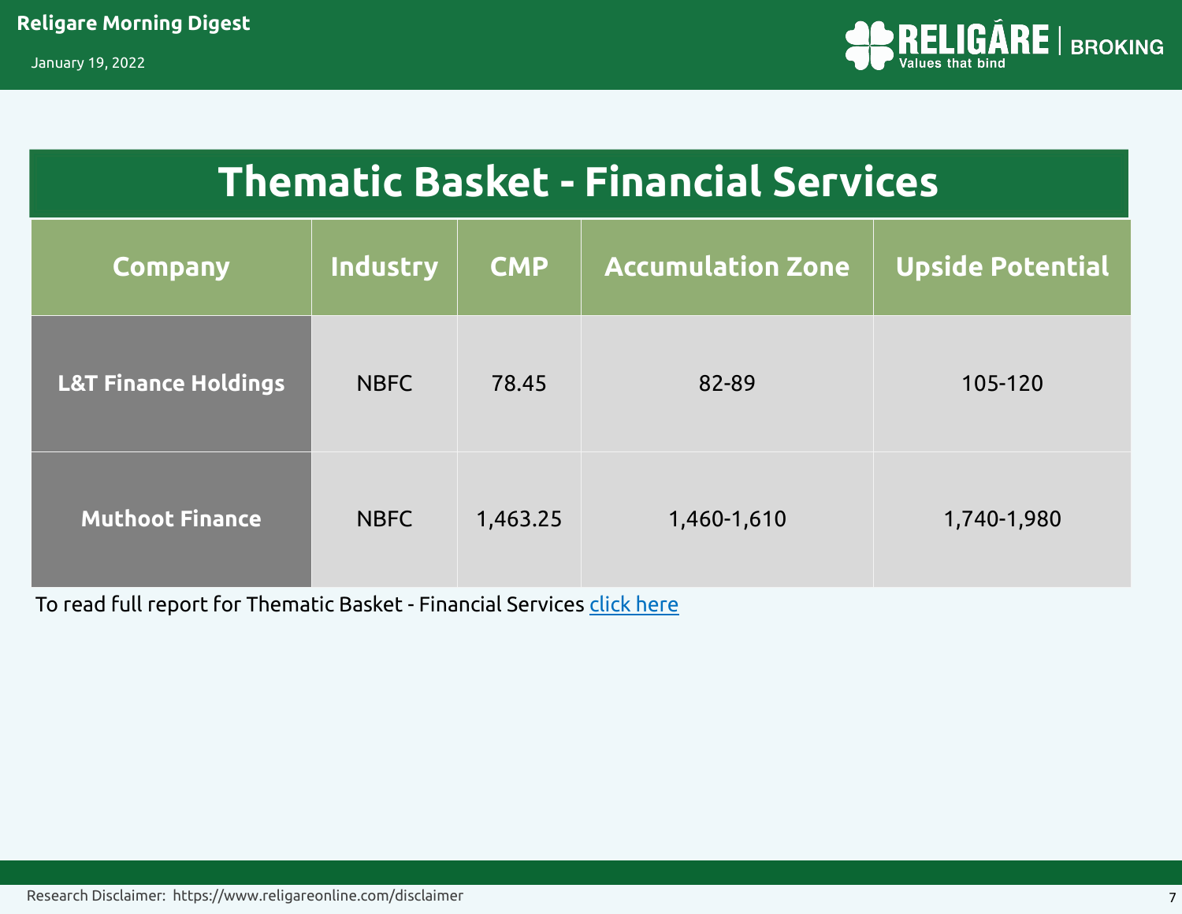# Thematic Basket - Financial Services

| Company | Industry | CMP | Accumulation Zone | Upside Potential |
|---|---|---|---|---|
| **L&T Finance Holdings** | NBFC | 78.45 | 82-89 | 105-120 |
| **Muthoot Finance** | NBFC | 1,463.25 | 1,460-1,610 | 1,740-1,980 |

To read full report for Thematic Basket - Financial Services click here

Research Disclaimer: https://www.religareonline.com/disclaimer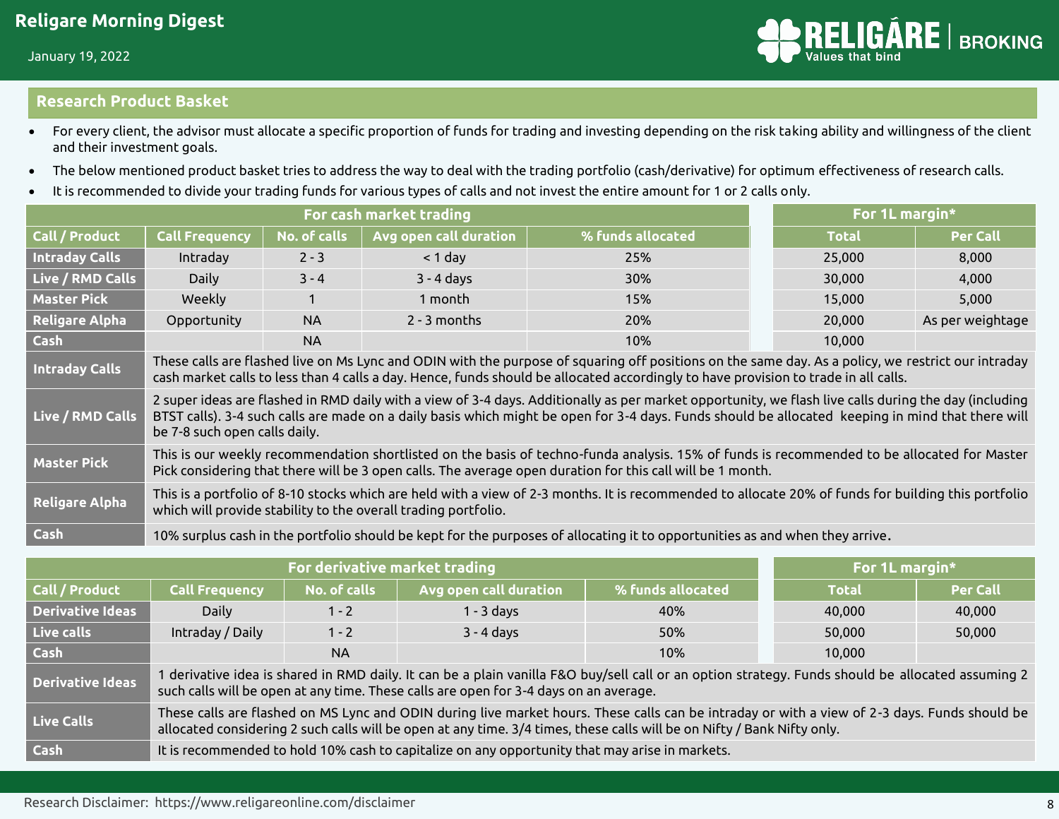## Research Product Basket

- For every client, the advisor must allocate a specific proportion of funds for trading and investing depending on the risk taking ability and willingness of the client and their investment goals.
- The below mentioned product basket tries to address the way to deal with the trading portfolio (cash/derivative) for optimum effectiveness of research calls.
- It is recommended to divide your trading funds for various types of calls and not invest the entire amount for 1 or 2 calls only.

| For cash market trading | | | | | For 1L margin* | |
|---|---|---|---|---|---|---|
| Call / Product | Call Frequency | No. of calls | Avg open call duration | % funds allocated | Total | Per Call |
| Intraday Calls | Intraday | 2 - 3 | < 1 day | 25% | 25,000 | 8,000 |
| Live / RMD Calls | Daily | 3 - 4 | 3 - 4 days | 30% | 30,000 | 4,000 |
| Master Pick | Weekly | 1 | 1 month | 15% | 15,000 | 5,000 |
| Religare Alpha | Opportunity | NA | 2 - 3 months | 20% | 20,000 | As per weightage |
| Cash | | NA | | 10% | 10,000 | |

| Call / Product | Description |
|---|---|
| Intraday Calls | These calls are flashed live on Ms Lync and ODIN with the purpose of squaring off positions on the same day. As a policy, we restrict our intraday cash market calls to less than 4 calls a day. Hence, funds should be allocated accordingly to have provision to trade in all calls. |
| Live / RMD Calls | 2 super ideas are flashed in RMD daily with a view of 3-4 days. Additionally as per market opportunity, we flash live calls during the day (including BTST calls). 3-4 such calls are made on a daily basis which might be open for 3-4 days. Funds should be allocated keeping in mind that there will be 7-8 such open calls daily. |
| Master Pick | This is our weekly recommendation shortlisted on the basis of techno-funda analysis. 15% of funds is recommended to be allocated for Master Pick considering that there will be 3 open calls. The average open duration for this call will be 1 month. |
| Religare Alpha | This is a portfolio of 8-10 stocks which are held with a view of 2-3 months. It is recommended to allocate 20% of funds for building this portfolio which will provide stability to the overall trading portfolio. |
| Cash | 10% surplus cash in the portfolio should be kept for the purposes of allocating it to opportunities as and when they arrive. |

| For derivative market trading | | | | | For 1L margin* | |
|---|---|---|---|---|---|---|
| Call / Product | Call Frequency | No. of calls | Avg open call duration | % funds allocated | Total | Per Call |
| Derivative Ideas | Daily | 1 - 2 | 1 - 3 days | 40% | 40,000 | 40,000 |
| Live calls | Intraday / Daily | 1 - 2 | 3 - 4 days | 50% | 50,000 | 50,000 |
| Cash | | NA | | 10% | 10,000 | |

| Call / Product | Description |
|---|---|
| Derivative Ideas | 1 derivative idea is shared in RMD daily. It can be a plain vanilla F&O buy/sell call or an option strategy. Funds should be allocated assuming 2 such calls will be open at any time. These calls are open for 3-4 days on an average. |
| Live Calls | These calls are flashed on MS Lync and ODIN during live market hours. These calls can be intraday or with a view of 2-3 days. Funds should be allocated considering 2 such calls will be open at any time. 3/4 times, these calls will be on Nifty / Bank Nifty only. |
| Cash | It is recommended to hold 10% cash to capitalize on any opportunity that may arise in markets. |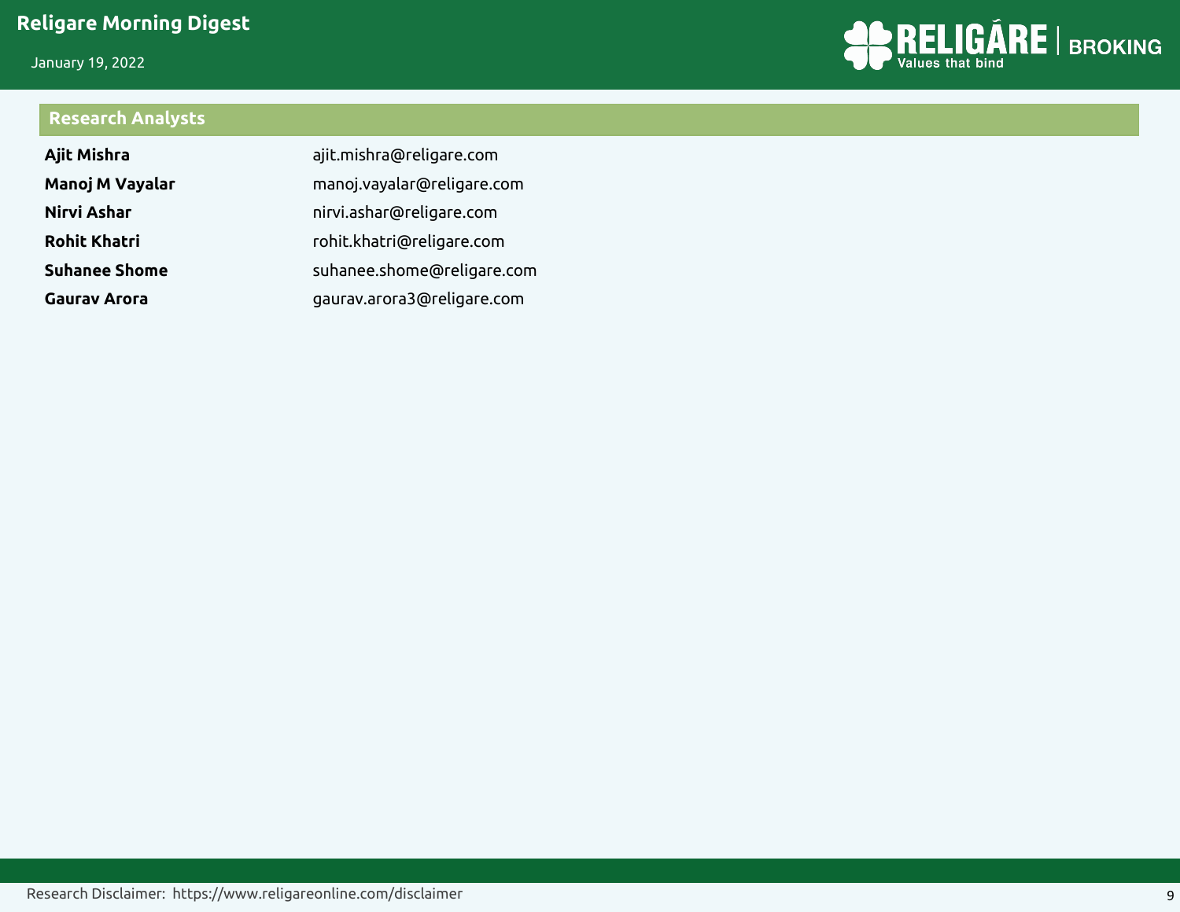## Research Analysts

| | |
|---|---|
| **Ajit Mishra** | ajit.mishra@religare.com |
| **Manoj M Vayalar** | manoj.vayalar@religare.com |
| **Nirvi Ashar** | nirvi.ashar@religare.com |
| **Rohit Khatri** | rohit.khatri@religare.com |
| **Suhanee Shome** | suhanee.shome@religare.com |
| **Gaurav Arora** | gaurav.arora3@religare.com |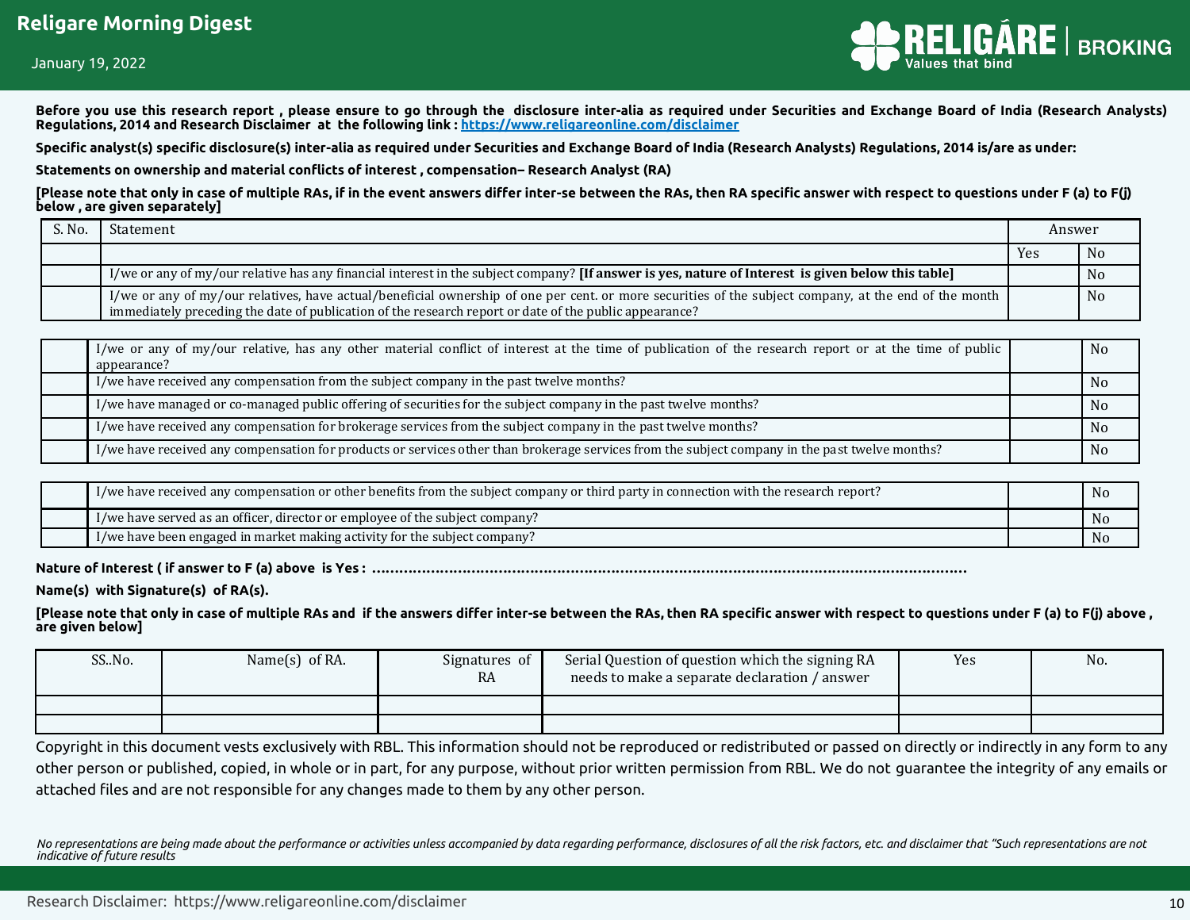**Before you use this research report , please ensure to go through the disclosure inter-alia as required under Securities and Exchange Board of India (Research Analysts) Regulations, 2014 and Research Disclaimer at the following link : https://www.religareonline.com/disclaimer**

**Specific analyst(s) specific disclosure(s) inter-alia as required under Securities and Exchange Board of India (Research Analysts) Regulations, 2014 is/are as under:**

**Statements on ownership and material conflicts of interest , compensation– Research Analyst (RA)**

**[Please note that only in case of multiple RAs, if in the event answers differ inter-se between the RAs, then RA specific answer with respect to questions under F (a) to F(j) below , are given separately]**

| S. No. | Statement | Answer | |
|---|---|---|---|
| | | Yes | No |
| | I/we or any of my/our relative has any financial interest in the subject company? **[If answer is yes, nature of Interest is given below this table]** | | No |
| | I/we or any of my/our relatives, have actual/beneficial ownership of one per cent. or more securities of the subject company, at the end of the month immediately preceding the date of publication of the research report or date of the public appearance? | | No |
| | I/we or any of my/our relative, has any other material conflict of interest at the time of publication of the research report or at the time of public appearance? | | No |
| | I/we have received any compensation from the subject company in the past twelve months? | | No |
| | I/we have managed or co-managed public offering of securities for the subject company in the past twelve months? | | No |
| | I/we have received any compensation for brokerage services from the subject company in the past twelve months? | | No |
| | I/we have received any compensation for products or services other than brokerage services from the subject company in the past twelve months? | | No |
| | I/we have received any compensation or other benefits from the subject company or third party in connection with the research report? | | No |
| | I/we have served as an officer, director or employee of the subject company? | | No |
| | I/we have been engaged in market making activity for the subject company? | | No |

**Nature of Interest ( if answer to F (a) above is Yes : ..................................................................................................................................**

**Name(s) with Signature(s) of RA(s).**

**[Please note that only in case of multiple RAs and if the answers differ inter-se between the RAs, then RA specific answer with respect to questions under F (a) to F(j) above , are given below]**

| SS..No. | Name(s) of RA. | Signatures of RA | Serial Question of question which the signing RA needs to make a separate declaration / answer | Yes | No. |
|---|---|---|---|---|---|
| | | | | | |
| | | | | | |

Copyright in this document vests exclusively with RBL. This information should not be reproduced or redistributed or passed on directly or indirectly in any form to any other person or published, copied, in whole or in part, for any purpose, without prior written permission from RBL. We do not guarantee the integrity of any emails or attached files and are not responsible for any changes made to them by any other person.

*No representations are being made about the performance or activities unless accompanied by data regarding performance, disclosures of all the risk factors, etc. and disclaimer that "Such representations are not indicative of future results*